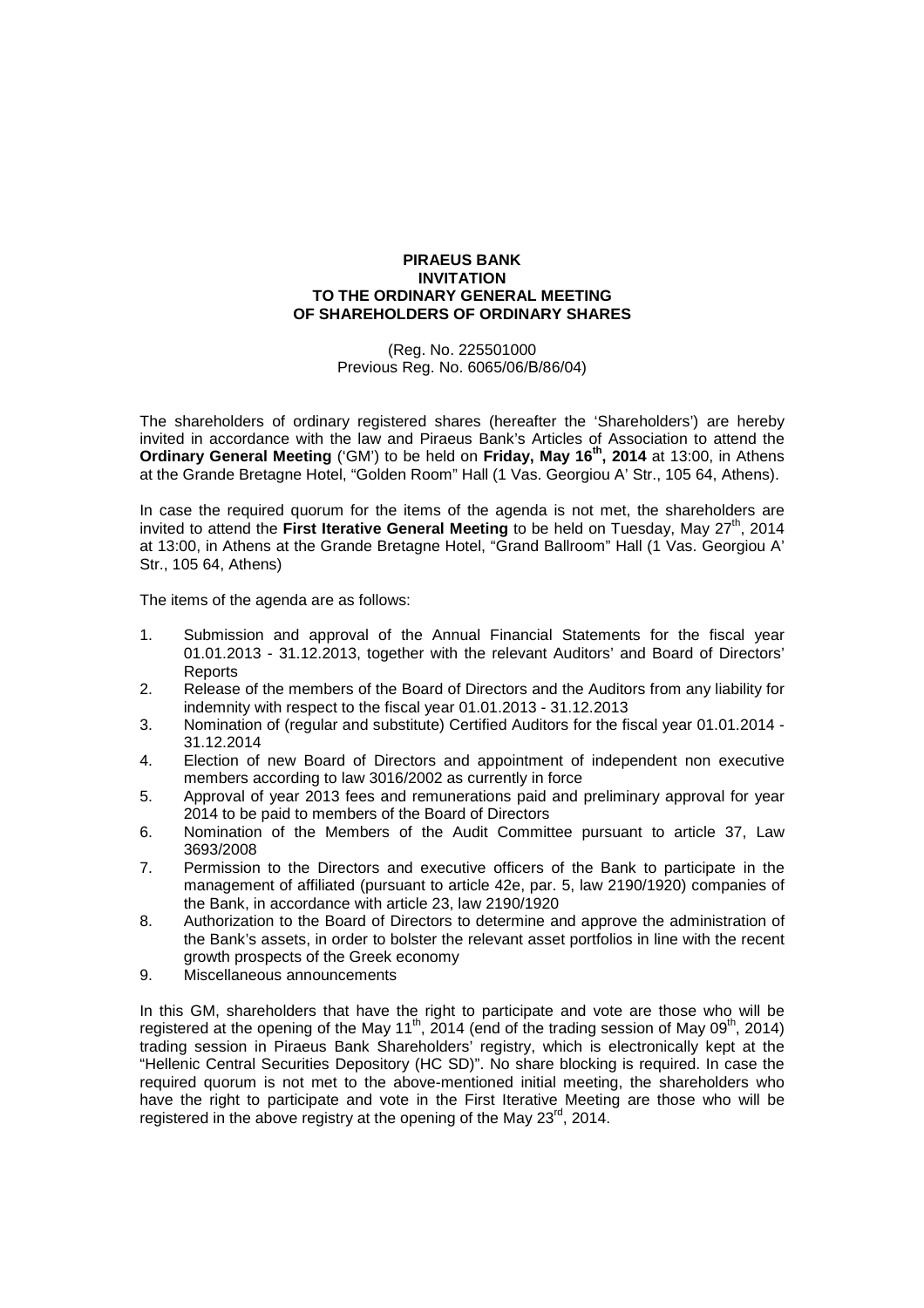**PIRAEUS BANK**
**INVITATION**
**TO THE ORDINARY GENERAL MEETING**
**OF SHAREHOLDERS OF ORDINARY SHARES**

(Reg. No. 225501000
Previous Reg. No. 6065/06/B/86/04)

The shareholders of ordinary registered shares (hereafter the 'Shareholders') are hereby invited in accordance with the law and Piraeus Bank's Articles of Association to attend the **Ordinary General Meeting** ('GM') to be held on **Friday, May 16th, 2014** at 13:00, in Athens at the Grande Bretagne Hotel, "Golden Room" Hall (1 Vas. Georgiou A' Str., 105 64, Athens).

In case the required quorum for the items of the agenda is not met, the shareholders are invited to attend the **First Iterative General Meeting** to be held on Tuesday, May 27th, 2014 at 13:00, in Athens at the Grande Bretagne Hotel, "Grand Ballroom" Hall (1 Vas. Georgiou A' Str., 105 64, Athens)

The items of the agenda are as follows:

1. Submission and approval of the Annual Financial Statements for the fiscal year 01.01.2013 - 31.12.2013, together with the relevant Auditors' and Board of Directors' Reports
2. Release of the members of the Board of Directors and the Auditors from any liability for indemnity with respect to the fiscal year 01.01.2013 - 31.12.2013
3. Nomination of (regular and substitute) Certified Auditors for the fiscal year 01.01.2014 - 31.12.2014
4. Election of new Board of Directors and appointment of independent non executive members according to law 3016/2002 as currently in force
5. Approval of year 2013 fees and remunerations paid and preliminary approval for year 2014 to be paid to members of the Board of Directors
6. Nomination of the Members of the Audit Committee pursuant to article 37, Law 3693/2008
7. Permission to the Directors and executive officers of the Bank to participate in the management of affiliated (pursuant to article 42e, par. 5, law 2190/1920) companies of the Bank, in accordance with article 23, law 2190/1920
8. Authorization to the Board of Directors to determine and approve the administration of the Bank's assets, in order to bolster the relevant asset portfolios in line with the recent growth prospects of the Greek economy
9. Miscellaneous announcements

In this GM, shareholders that have the right to participate and vote are those who will be registered at the opening of the May 11th, 2014 (end of the trading session of May 09th, 2014) trading session in Piraeus Bank Shareholders' registry, which is electronically kept at the "Hellenic Central Securities Depository (HC SD)". No share blocking is required. In case the required quorum is not met to the above-mentioned initial meeting, the shareholders who have the right to participate and vote in the First Iterative Meeting are those who will be registered in the above registry at the opening of the May 23rd, 2014.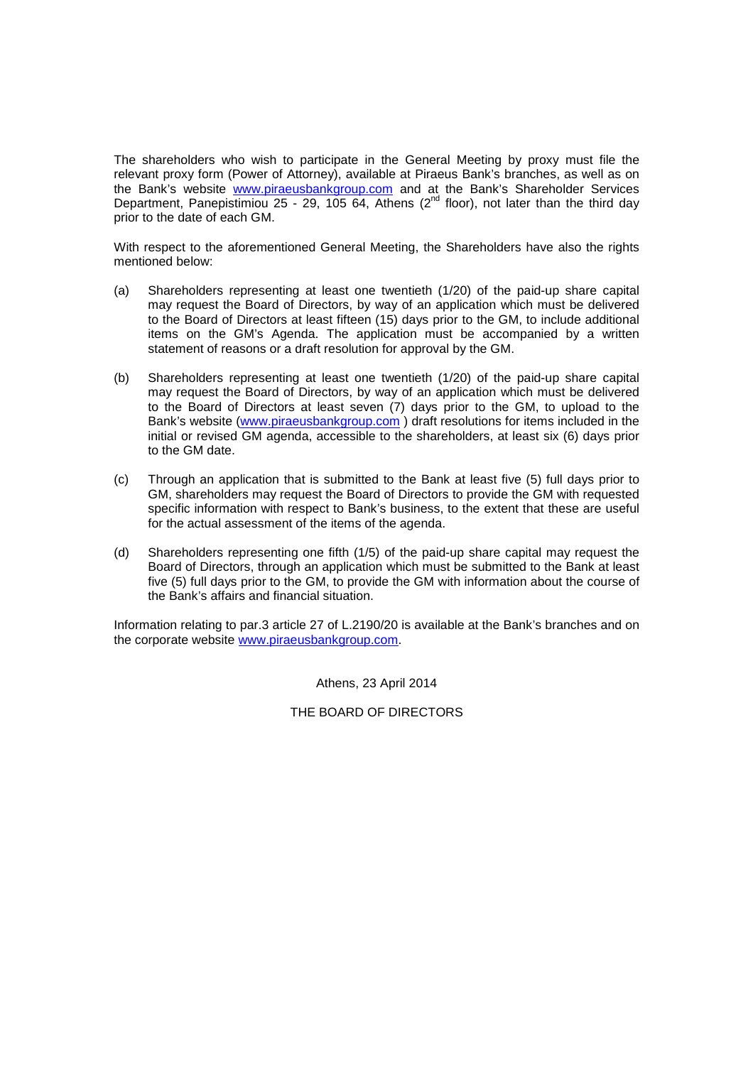The shareholders who wish to participate in the General Meeting by proxy must file the relevant proxy form (Power of Attorney), available at Piraeus Bank's branches, as well as on the Bank's website www.piraeusbankgroup.com and at the Bank's Shareholder Services Department, Panepistimiou 25 - 29, 105 64, Athens (2nd floor), not later than the third day prior to the date of each GM.

With respect to the aforementioned General Meeting, the Shareholders have also the rights mentioned below:

(a) Shareholders representing at least one twentieth (1/20) of the paid-up share capital may request the Board of Directors, by way of an application which must be delivered to the Board of Directors at least fifteen (15) days prior to the GM, to include additional items on the GM's Agenda. The application must be accompanied by a written statement of reasons or a draft resolution for approval by the GM.

(b) Shareholders representing at least one twentieth (1/20) of the paid-up share capital may request the Board of Directors, by way of an application which must be delivered to the Board of Directors at least seven (7) days prior to the GM, to upload to the Bank's website (www.piraeusbankgroup.com ) draft resolutions for items included in the initial or revised GM agenda, accessible to the shareholders, at least six (6) days prior to the GM date.

(c) Through an application that is submitted to the Bank at least five (5) full days prior to GM, shareholders may request the Board of Directors to provide the GM with requested specific information with respect to Bank's business, to the extent that these are useful for the actual assessment of the items of the agenda.

(d) Shareholders representing one fifth (1/5) of the paid-up share capital may request the Board of Directors, through an application which must be submitted to the Bank at least five (5) full days prior to the GM, to provide the GM with information about the course of the Bank's affairs and financial situation.

Information relating to par.3 article 27 of L.2190/20 is available at the Bank's branches and on the corporate website www.piraeusbankgroup.com.

Athens, 23 April 2014

THE BOARD OF DIRECTORS